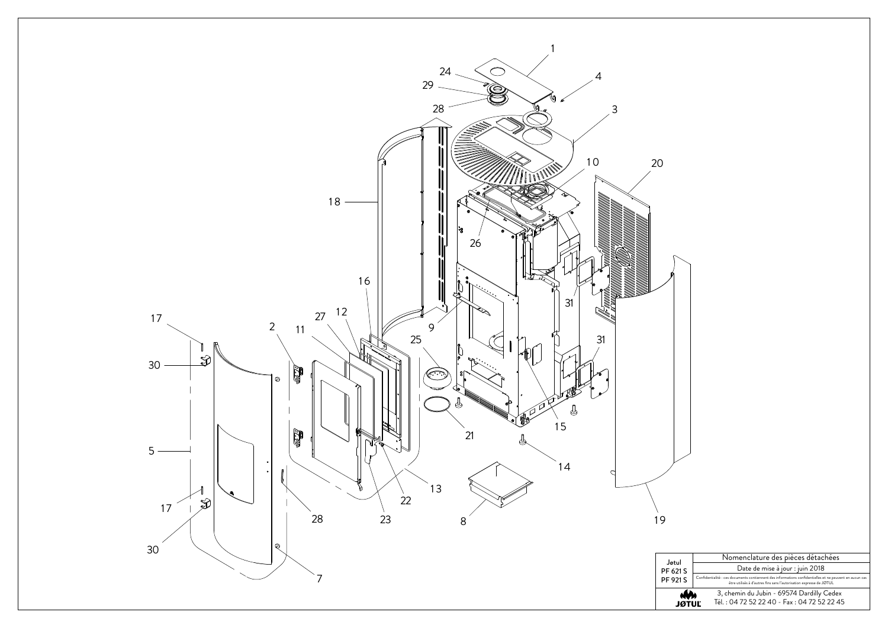| Jøtul PF 621 S PF 921 S | Nomenclature des pièces détachées |
|---|---|
| | Date de mise à jour : juin 2018 |
| | Confidentialité : ces documents contiennent des informations confidentielles et ne peuvent en aucun cas être utilisés à d'autres fins sans l'autorisation expresse de JØTUL |
| JØTUL | 3, chemin du Jubin - 69574 Dardilly Cedex<br>Tél. : 04 72 52 22 40 - Fax : 04 72 52 22 45 |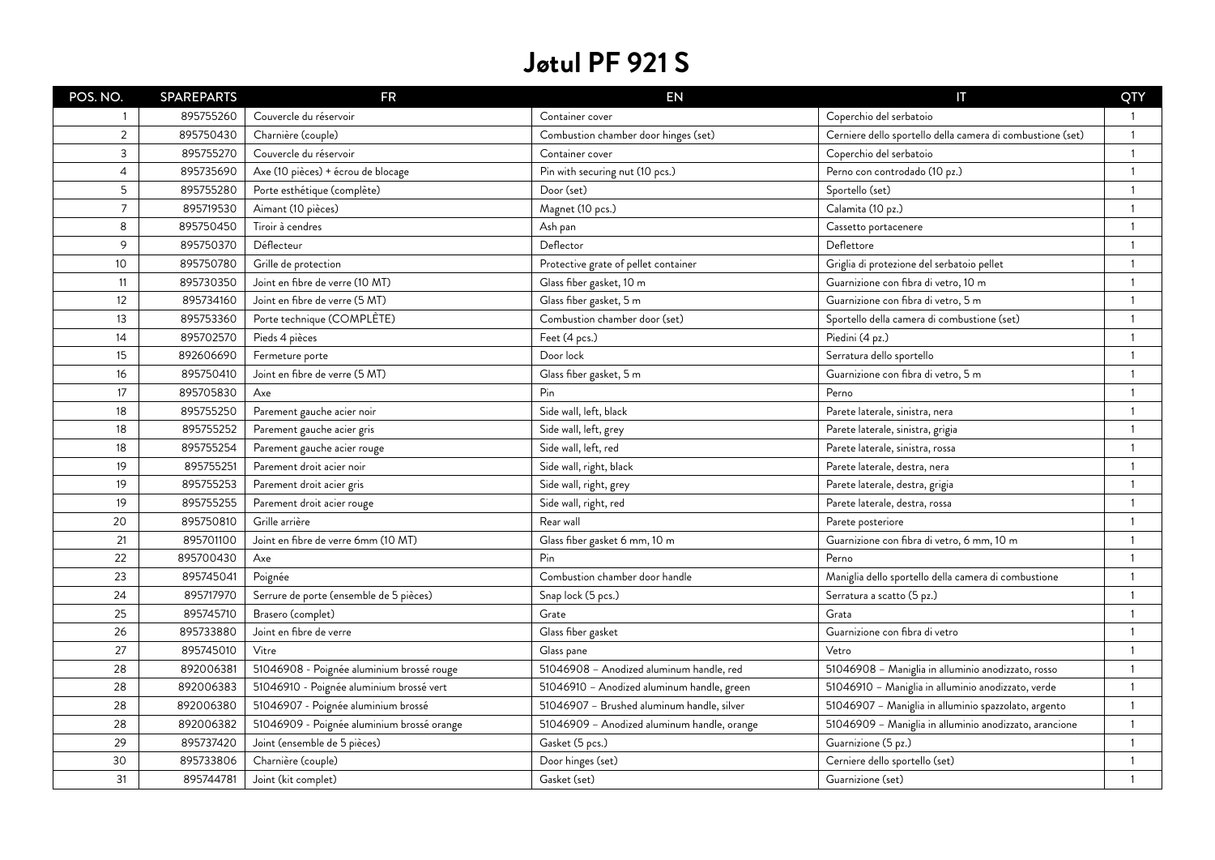# Jøtul PF 921 S

| POS. NO. | SPAREPARTS | FR | EN | IT | QTY |
|---|---|---|---|---|---|
| 1 | 895755260 | Couvercle du réservoir | Container cover | Coperchio del serbatoio | 1 |
| 2 | 895750430 | Charnière (couple) | Combustion chamber door hinges (set) | Cerniere dello sportello della camera di combustione (set) | 1 |
| 3 | 895755270 | Couvercle du réservoir | Container cover | Coperchio del serbatoio | 1 |
| 4 | 895735690 | Axe (10 pièces) + écrou de blocage | Pin with securing nut (10 pcs.) | Perno con controdado (10 pz.) | 1 |
| 5 | 895755280 | Porte esthétique (complète) | Door (set) | Sportello (set) | 1 |
| 7 | 895719530 | Aimant (10 pièces) | Magnet (10 pcs.) | Calamita (10 pz.) | 1 |
| 8 | 895750450 | Tiroir à cendres | Ash pan | Cassetto portacenere | 1 |
| 9 | 895750370 | Déflecteur | Deflector | Deflettore | 1 |
| 10 | 895750780 | Grille de protection | Protective grate of pellet container | Griglia di protezione del serbatoio pellet | 1 |
| 11 | 895730350 | Joint en fibre de verre (10 MT) | Glass fiber gasket, 10 m | Guarnizione con fibra di vetro, 10 m | 1 |
| 12 | 895734160 | Joint en fibre de verre (5 MT) | Glass fiber gasket, 5 m | Guarnizione con fibra di vetro, 5 m | 1 |
| 13 | 895753360 | Porte technique (COMPLÈTE) | Combustion chamber door (set) | Sportello della camera di combustione (set) | 1 |
| 14 | 895702570 | Pieds 4 pièces | Feet (4 pcs.) | Piedini (4 pz.) | 1 |
| 15 | 892606690 | Fermeture porte | Door lock | Serratura dello sportello | 1 |
| 16 | 895750410 | Joint en fibre de verre (5 MT) | Glass fiber gasket, 5 m | Guarnizione con fibra di vetro, 5 m | 1 |
| 17 | 895705830 | Axe | Pin | Perno | 1 |
| 18 | 895755250 | Parement gauche acier noir | Side wall, left, black | Parete laterale, sinistra, nera | 1 |
| 18 | 895755252 | Parement gauche acier gris | Side wall, left, grey | Parete laterale, sinistra, grigia | 1 |
| 18 | 895755254 | Parement gauche acier rouge | Side wall, left, red | Parete laterale, sinistra, rossa | 1 |
| 19 | 895755251 | Parement droit acier noir | Side wall, right, black | Parete laterale, destra, nera | 1 |
| 19 | 895755253 | Parement droit acier gris | Side wall, right, grey | Parete laterale, destra, grigia | 1 |
| 19 | 895755255 | Parement droit acier rouge | Side wall, right, red | Parete laterale, destra, rossa | 1 |
| 20 | 895750810 | Grille arrière | Rear wall | Parete posteriore | 1 |
| 21 | 895701100 | Joint en fibre de verre 6mm (10 MT) | Glass fiber gasket 6 mm, 10 m | Guarnizione con fibra di vetro, 6 mm, 10 m | 1 |
| 22 | 895700430 | Axe | Pin | Perno | 1 |
| 23 | 895745041 | Poignée | Combustion chamber door handle | Maniglia dello sportello della camera di combustione | 1 |
| 24 | 895717970 | Serrure de porte (ensemble de 5 pièces) | Snap lock (5 pcs.) | Serratura a scatto (5 pz.) | 1 |
| 25 | 895745710 | Brasero (complet) | Grate | Grata | 1 |
| 26 | 895733880 | Joint en fibre de verre | Glass fiber gasket | Guarnizione con fibra di vetro | 1 |
| 27 | 895745010 | Vitre | Glass pane | Vetro | 1 |
| 28 | 892006381 | 51046908 - Poignée aluminium brossé rouge | 51046908 – Anodized aluminum handle, red | 51046908 – Maniglia in alluminio anodizzato, rosso | 1 |
| 28 | 892006383 | 51046910 - Poignée aluminium brossé vert | 51046910 – Anodized aluminum handle, green | 51046910 – Maniglia in alluminio anodizzato, verde | 1 |
| 28 | 892006380 | 51046907 - Poignée aluminium brossé | 51046907 – Brushed aluminum handle, silver | 51046907 – Maniglia in alluminio spazzolato, argento | 1 |
| 28 | 892006382 | 51046909 - Poignée aluminium brossé orange | 51046909 – Anodized aluminum handle, orange | 51046909 – Maniglia in alluminio anodizzato, arancione | 1 |
| 29 | 895737420 | Joint (ensemble de 5 pièces) | Gasket (5 pcs.) | Guarnizione (5 pz.) | 1 |
| 30 | 895733806 | Charnière (couple) | Door hinges (set) | Cerniere dello sportello (set) | 1 |
| 31 | 895744781 | Joint (kit complet) | Gasket (set) | Guarnizione (set) | 1 |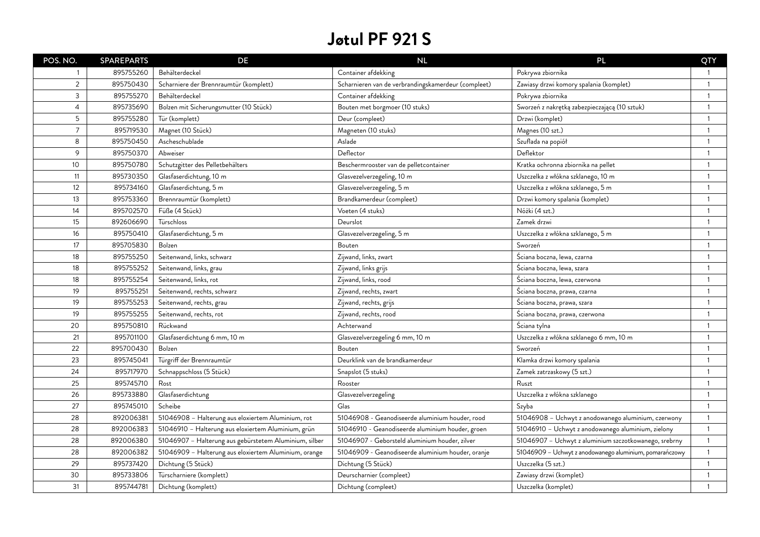# Jøtul PF 921 S

| POS. NO. | SPAREPARTS | DE | NL | PL | QTY |
|---|---|---|---|---|---|
| 1 | 895755260 | Behälterdeckel | Container afdekking | Pokrywa zbiornika | 1 |
| 2 | 895750430 | Scharniere der Brennraumtür (komplett) | Scharnieren van de verbrandingskamerdeur (compleet) | Zawiasy drzwi komory spalania (komplet) | 1 |
| 3 | 895755270 | Behälterdeckel | Container afdekking | Pokrywa zbiornika | 1 |
| 4 | 895735690 | Bolzen mit Sicherungsmutter (10 Stück) | Bouten met borgmoer (10 stuks) | Sworzeń z nakrętką zabezpieczającą (10 sztuk) | 1 |
| 5 | 895755280 | Tür (komplett) | Deur (compleet) | Drzwi (komplet) | 1 |
| 7 | 895719530 | Magnet (10 Stück) | Magneten (10 stuks) | Magnes (10 szt.) | 1 |
| 8 | 895750450 | Ascheschublade | Aslade | Szuflada na popiół | 1 |
| 9 | 895750370 | Abweiser | Deflector | Deflektor | 1 |
| 10 | 895750780 | Schutzgitter des Pelletbehälters | Beschermrooster van de pelletcontainer | Kratka ochronna zbiornika na pellet | 1 |
| 11 | 895730350 | Glasfaserdichtung, 10 m | Glasvezelverzegeling, 10 m | Uszczelka z włókna szklanego, 10 m | 1 |
| 12 | 895734160 | Glasfaserdichtung, 5 m | Glasvezelverzegeling, 5 m | Uszczelka z włókna szklanego, 5 m | 1 |
| 13 | 895753360 | Brennraumtür (komplett) | Brandkamerdeur (compleet) | Drzwi komory spalania (komplet) | 1 |
| 14 | 895702570 | Füße (4 Stück) | Voeten (4 stuks) | Nóżki (4 szt.) | 1 |
| 15 | 892606690 | Türschloss | Deurslot | Zamek drzwi | 1 |
| 16 | 895750410 | Glasfaserdichtung, 5 m | Glasvezelverzegeling, 5 m | Uszczelka z włókna szklanego, 5 m | 1 |
| 17 | 895705830 | Bolzen | Bouten | Sworzeń | 1 |
| 18 | 895755250 | Seitenwand, links, schwarz | Zijwand, links, zwart | Ściana boczna, lewa, czarna | 1 |
| 18 | 895755252 | Seitenwand, links, grau | Zijwand, links grijs | Ściana boczna, lewa, szara | 1 |
| 18 | 895755254 | Seitenwand, links, rot | Zijwand, links, rood | Ściana boczna, lewa, czerwona | 1 |
| 19 | 895755251 | Seitenwand, rechts, schwarz | Zijwand, rechts, zwart | Ściana boczna, prawa, czarna | 1 |
| 19 | 895755253 | Seitenwand, rechts, grau | Zijwand, rechts, grijs | Ściana boczna, prawa, szara | 1 |
| 19 | 895755255 | Seitenwand, rechts, rot | Zijwand, rechts, rood | Ściana boczna, prawa, czerwona | 1 |
| 20 | 895750810 | Rückwand | Achterwand | Ściana tylna | 1 |
| 21 | 895701100 | Glasfaserdichtung 6 mm, 10 m | Glasvezelverzegeling 6 mm, 10 m | Uszczelka z włókna szklanego 6 mm, 10 m | 1 |
| 22 | 895700430 | Bolzen | Bouten | Sworzeń | 1 |
| 23 | 895745041 | Türgriff der Brennraumtür | Deurklink van de brandkamerdeur | Klamka drzwi komory spalania | 1 |
| 24 | 895717970 | Schnappschloss (5 Stück) | Snapslot (5 stuks) | Zamek zatrzaskowy (5 szt.) | 1 |
| 25 | 895745710 | Rost | Rooster | Ruszt | 1 |
| 26 | 895733880 | Glasfaserdichtung | Glasvezelverzegeling | Uszczelka z włókna szklanego | 1 |
| 27 | 895745010 | Scheibe | Glas | Szyba | 1 |
| 28 | 892006381 | 51046908 – Halterung aus eloxiertem Aluminium, rot | 51046908 - Geanodiseerde aluminium houder, rood | 51046908 – Uchwyt z anodowanego aluminium, czerwony | 1 |
| 28 | 892006383 | 51046910 – Halterung aus eloxiertem Aluminium, grün | 51046910 - Geanodiseerde aluminium houder, groen | 51046910 – Uchwyt z anodowanego aluminium, zielony | 1 |
| 28 | 892006380 | 51046907 – Halterung aus gebürstetem Aluminium, silber | 51046907 - Geborsteld aluminium houder, zilver | 51046907 – Uchwyt z aluminium szczotkowanego, srebrny | 1 |
| 28 | 892006382 | 51046909 – Halterung aus eloxiertem Aluminium, orange | 51046909 - Geanodiseerde aluminium houder, oranje | 51046909 – Uchwyt z anodowanego aluminium, pomarańczowy | 1 |
| 29 | 895737420 | Dichtung (5 Stück) | Dichtung (5 Stück) | Uszczelka (5 szt.) | 1 |
| 30 | 895733806 | Türscharniere (komplett) | Deurscharnier (compleet) | Zawiasy drzwi (komplet) | 1 |
| 31 | 895744781 | Dichtung (komplett) | Dichtung (compleet) | Uszczelka (komplet) | 1 |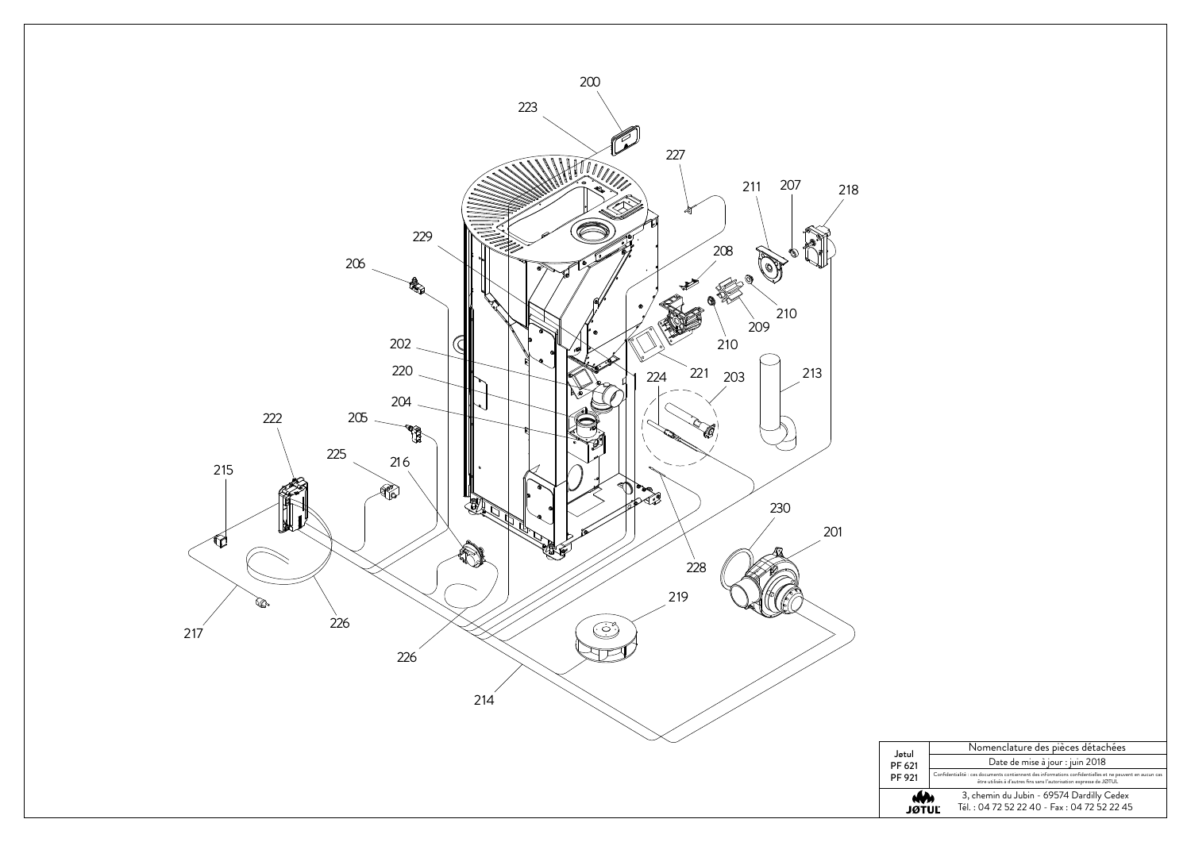| Jøtul PF 621 PF 921 | Nomenclature des pièces détachées |
|---|---|
| | Date de mise à jour : juin 2018 |
| | Confidentialité : ces documents contiennent des informations confidentielles et ne peuvent en aucun cas être utilisés à d'autres fins sans l'autorisation expresse de JØTUL |
| JØTUL | 3, chemin du Jubin - 69574 Dardilly Cedex<br>Tél. : 04 72 52 22 40 - Fax : 04 72 52 22 45 |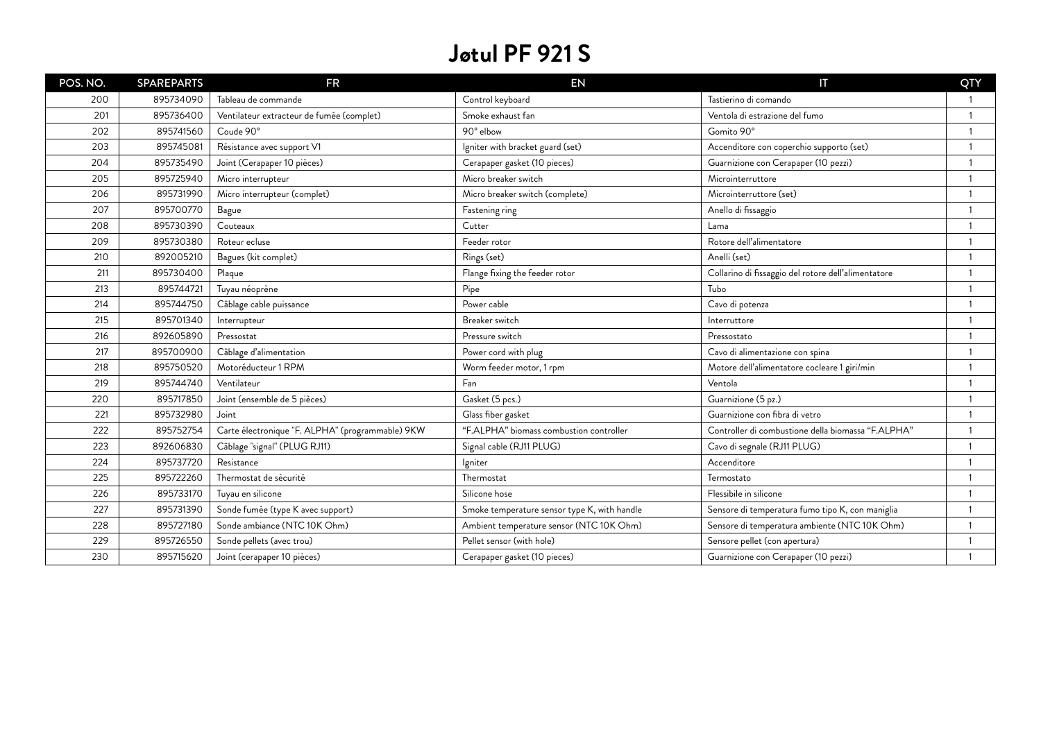# Jøtul PF 921 S

| POS. NO. | SPAREPARTS | FR | EN | IT | QTY |
|---|---|---|---|---|---|
| 200 | 895734090 | Tableau de commande | Control keyboard | Tastierino di comando | 1 |
| 201 | 895736400 | Ventilateur extracteur de fumée (complet) | Smoke exhaust fan | Ventola di estrazione del fumo | 1 |
| 202 | 895741560 | Coude 90° | 90° elbow | Gomito 90° | 1 |
| 203 | 895745081 | Résistance avec support V1 | Igniter with bracket guard (set) | Accenditore con coperchio supporto (set) | 1 |
| 204 | 895735490 | Joint (Cerapaper 10 pièces) | Cerapaper gasket (10 pieces) | Guarnizione con Cerapaper (10 pezzi) | 1 |
| 205 | 895725940 | Micro interrupteur | Micro breaker switch | Microinterruttore | 1 |
| 206 | 895731990 | Micro interrupteur (complet) | Micro breaker switch (complete) | Microinterruttore (set) | 1 |
| 207 | 895700770 | Bague | Fastening ring | Anello di fissaggio | 1 |
| 208 | 895730390 | Couteaux | Cutter | Lama | 1 |
| 209 | 895730380 | Roteur ecluse | Feeder rotor | Rotore dell'alimentatore | 1 |
| 210 | 892005210 | Bagues (kit complet) | Rings (set) | Anelli (set) | 1 |
| 211 | 895730400 | Plaque | Flange fixing the feeder rotor | Collarino di fissaggio del rotore dell'alimentatore | 1 |
| 213 | 895744721 | Tuyau néoprène | Pipe | Tubo | 1 |
| 214 | 895744750 | Câblage cable puissance | Power cable | Cavo di potenza | 1 |
| 215 | 895701340 | Interrupteur | Breaker switch | Interruttore | 1 |
| 216 | 892605890 | Pressostat | Pressure switch | Pressostato | 1 |
| 217 | 895700900 | Câblage d'alimentation | Power cord with plug | Cavo di alimentazione con spina | 1 |
| 218 | 895750520 | Motoréducteur 1 RPM | Worm feeder motor, 1 rpm | Motore dell'alimentatore cocleare 1 giri/min | 1 |
| 219 | 895744740 | Ventilateur | Fan | Ventola | 1 |
| 220 | 895717850 | Joint (ensemble de 5 pièces) | Gasket (5 pcs.) | Guarnizione (5 pz.) | 1 |
| 221 | 895732980 | Joint | Glass fiber gasket | Guarnizione con fibra di vetro | 1 |
| 222 | 895752754 | Carte électronique "F. ALPHA" (programmable) 9KW | "F.ALPHA" biomass combustion controller | Controller di combustione della biomassa "F.ALPHA" | 1 |
| 223 | 892606830 | Câblage "signal" (PLUG RJ11) | Signal cable (RJ11 PLUG) | Cavo di segnale (RJ11 PLUG) | 1 |
| 224 | 895737720 | Resistance | Igniter | Accenditore | 1 |
| 225 | 895722260 | Thermostat de sécurité | Thermostat | Termostato | 1 |
| 226 | 895733170 | Tuyau en silicone | Silicone hose | Flessibile in silicone | 1 |
| 227 | 895731390 | Sonde fumée (type K avec support) | Smoke temperature sensor type K, with handle | Sensore di temperatura fumo tipo K, con maniglia | 1 |
| 228 | 895727180 | Sonde ambiance (NTC 10K Ohm) | Ambient temperature sensor (NTC 10K Ohm) | Sensore di temperatura ambiente (NTC 10K Ohm) | 1 |
| 229 | 895726550 | Sonde pellets (avec trou) | Pellet sensor (with hole) | Sensore pellet (con apertura) | 1 |
| 230 | 895715620 | Joint (cerapaper 10 pièces) | Cerapaper gasket (10 pieces) | Guarnizione con Cerapaper (10 pezzi) | 1 |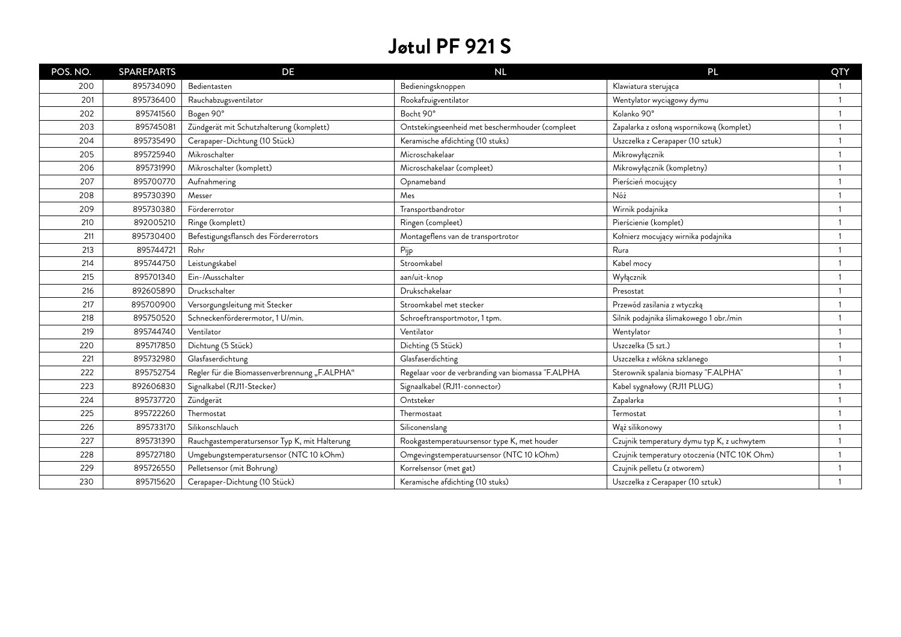# Jøtul PF 921 S

| POS. NO. | SPAREPARTS | DE | NL | PL | QTY |
|---|---|---|---|---|---|
| 200 | 895734090 | Bedientasten | Bedieningsknoppen | Klawiatura sterująca | 1 |
| 201 | 895736400 | Rauchabzugsventilator | Rookafzuigventilator | Wentylator wyciągowy dymu | 1 |
| 202 | 895741560 | Bogen 90° | Bocht 90° | Kolanko 90° | 1 |
| 203 | 895745081 | Zündgerät mit Schutzhalterung (komplett) | Ontstekingseenheid met beschermhouder (compleet | Zapalarka z osłoną wspornikową (komplet) | 1 |
| 204 | 895735490 | Cerapaper-Dichtung (10 Stück) | Keramische afdichting (10 stuks) | Uszczelka z Cerapaper (10 sztuk) | 1 |
| 205 | 895725940 | Mikroschalter | Microschakelaar | Mikrowyłącznik | 1 |
| 206 | 895731990 | Mikroschalter (komplett) | Microschakelaar (compleet) | Mikrowyłącznik (kompletny) | 1 |
| 207 | 895700770 | Aufnahmering | Opnameband | Pierścień mocujący | 1 |
| 208 | 895730390 | Messer | Mes | Nóż | 1 |
| 209 | 895730380 | Fördererrotor | Transportbandrotor | Wirnik podajnika | 1 |
| 210 | 892005210 | Ringe (komplett) | Ringen (compleet) | Pierścienie (komplet) | 1 |
| 211 | 895730400 | Befestigungsflansch des Fördererrotors | Montageflens van de transportrotor | Kołnierz mocujący wirnika podajnika | 1 |
| 213 | 895744721 | Rohr | Pijp | Rura | 1 |
| 214 | 895744750 | Leistungskabel | Stroomkabel | Kabel mocy | 1 |
| 215 | 895701340 | Ein-/Ausschalter | aan/uit-knop | Wyłącznik | 1 |
| 216 | 892605890 | Druckschalter | Drukschakelaar | Presostat | 1 |
| 217 | 895700900 | Versorgungsleitung mit Stecker | Stroomkabel met stecker | Przewód zasilania z wtyczką | 1 |
| 218 | 895750520 | Schneckenförderermotor, 1 U/min. | Schroeftransportmotor, 1 tpm. | Silnik podajnika ślimakowego 1 obr./min | 1 |
| 219 | 895744740 | Ventilator | Ventilator | Wentylator | 1 |
| 220 | 895717850 | Dichtung (5 Stück) | Dichting (5 Stück) | Uszczelka (5 szt.) | 1 |
| 221 | 895732980 | Glasfaserdichtung | Glasfaserdichting | Uszczelka z włókna szklanego | 1 |
| 222 | 895752754 | Regler für die Biomassenverbrennung „F.ALPHA“ | Regelaar voor de verbranding van biomassa "F.ALPHA | Sterownik spalania biomasy "F.ALPHA" | 1 |
| 223 | 892606830 | Signalkabel (RJ11-Stecker) | Signaalkabel (RJ11-connector) | Kabel sygnałowy (RJ11 PLUG) | 1 |
| 224 | 895737720 | Zündgerät | Ontsteker | Zapalarka | 1 |
| 225 | 895722260 | Thermostat | Thermostaat | Termostat | 1 |
| 226 | 895733170 | Silikonschlauch | Siliconenslang | Wąż silikonowy | 1 |
| 227 | 895731390 | Rauchgastemperatursensor Typ K, mit Halterung | Rookgastemperatuursensor type K, met houder | Czujnik temperatury dymu typ K, z uchwytem | 1 |
| 228 | 895727180 | Umgebungstemperatursensor (NTC 10 kOhm) | Omgevingstemperatuursensor (NTC 10 kOhm) | Czujnik temperatury otoczenia (NTC 10K Ohm) | 1 |
| 229 | 895726550 | Pelletsensor (mit Bohrung) | Korrelsensor (met gat) | Czujnik pelletu (z otworem) | 1 |
| 230 | 895715620 | Cerapaper-Dichtung (10 Stück) | Keramische afdichting (10 stuks) | Uszczelka z Cerapaper (10 sztuk) | 1 |